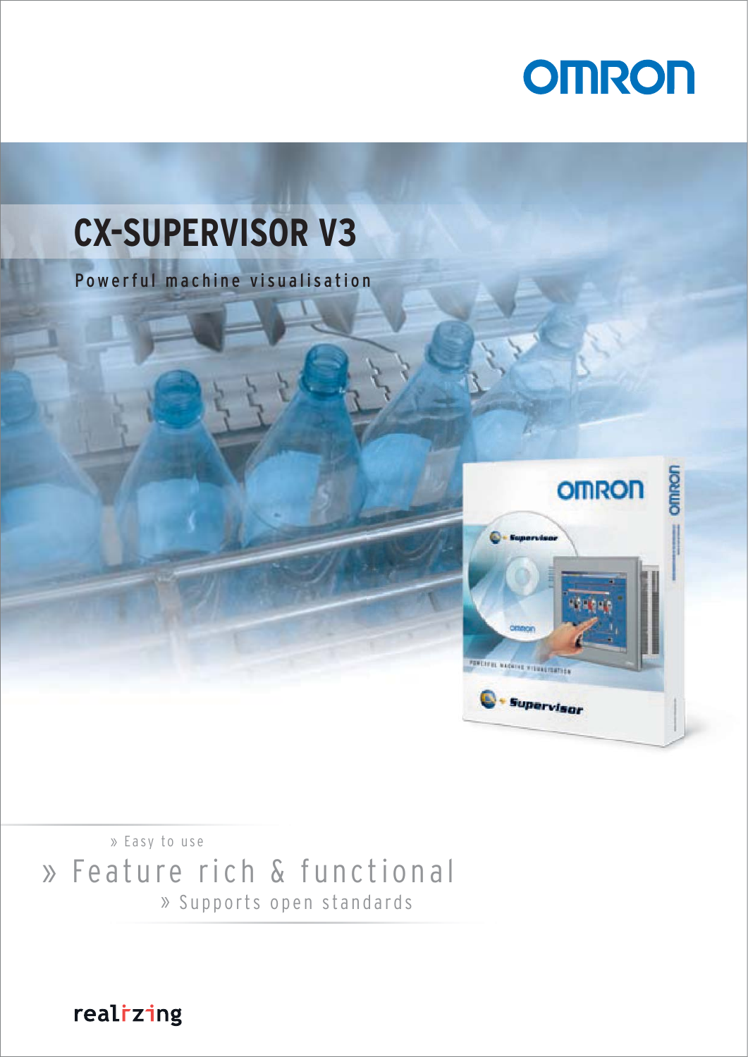OMRON

# CX-SUPERVISOR V3

Powerful machine visualisation

» Easy to use

» Feature rich & functional

» Supports open standards

realizing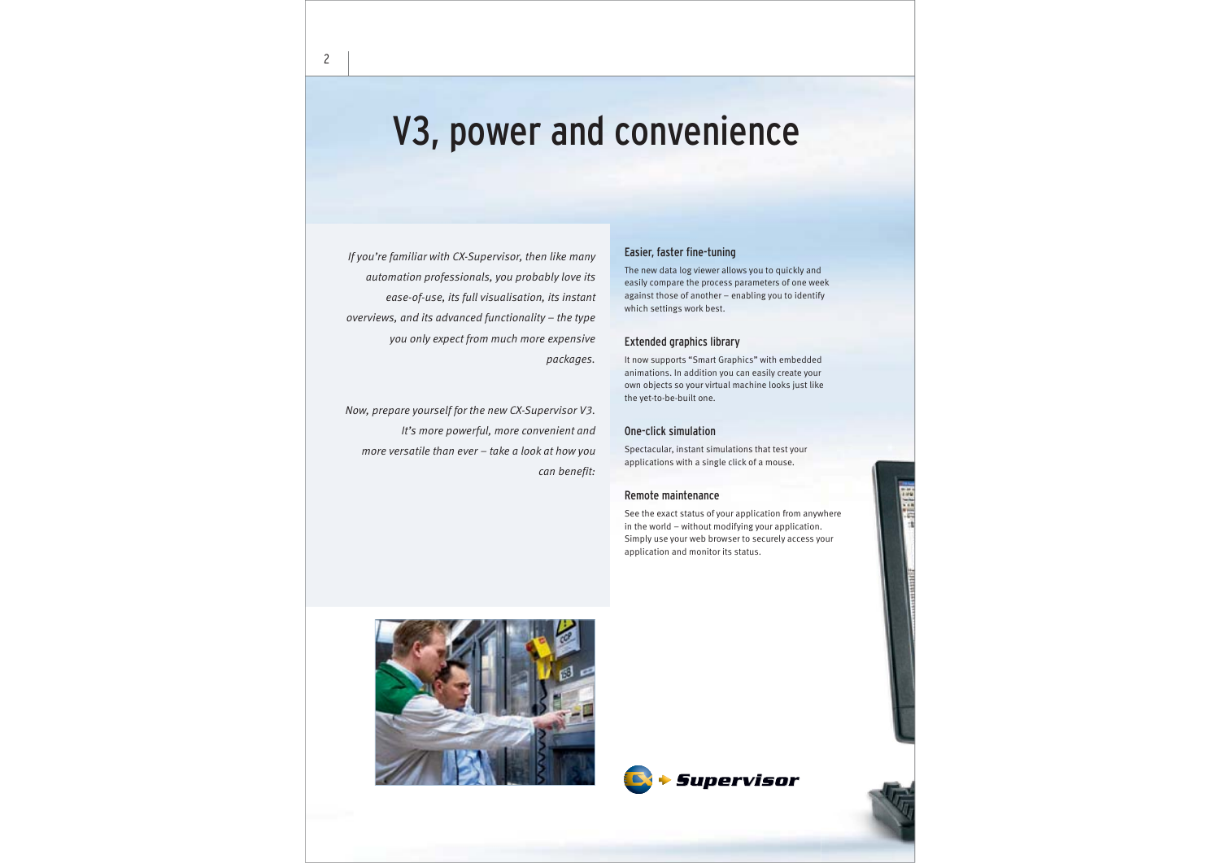# V3, power and convenience

*If you're familiar with CX-Supervisor, then like many automation professionals, you probably love its ease-of-use, its full visualisation, its instant overviews, and its advanced functionality – the type you only expect from much more expensive packages.*

*Now, prepare yourself for the new CX-Supervisor V3. It's more powerful, more convenient and more versatile than ever – take a look at how you can benefit:*

### Easier, faster fine-tuning

The new data log viewer allows you to quickly and easily compare the process parameters of one week against those of another – enabling you to identify which settings work best.

### Extended graphics library

It now supports "Smart Graphics" with embedded animations. In addition you can easily create your own objects so your virtual machine looks just like the yet-to-be-built one.

### One-click simulation

Spectacular, instant simulations that test your applications with a single click of a mouse.

### Remote maintenance

See the exact status of your application from anywhere in the world – without modifying your application. Simply use your web browser to securely access your application and monitor its status.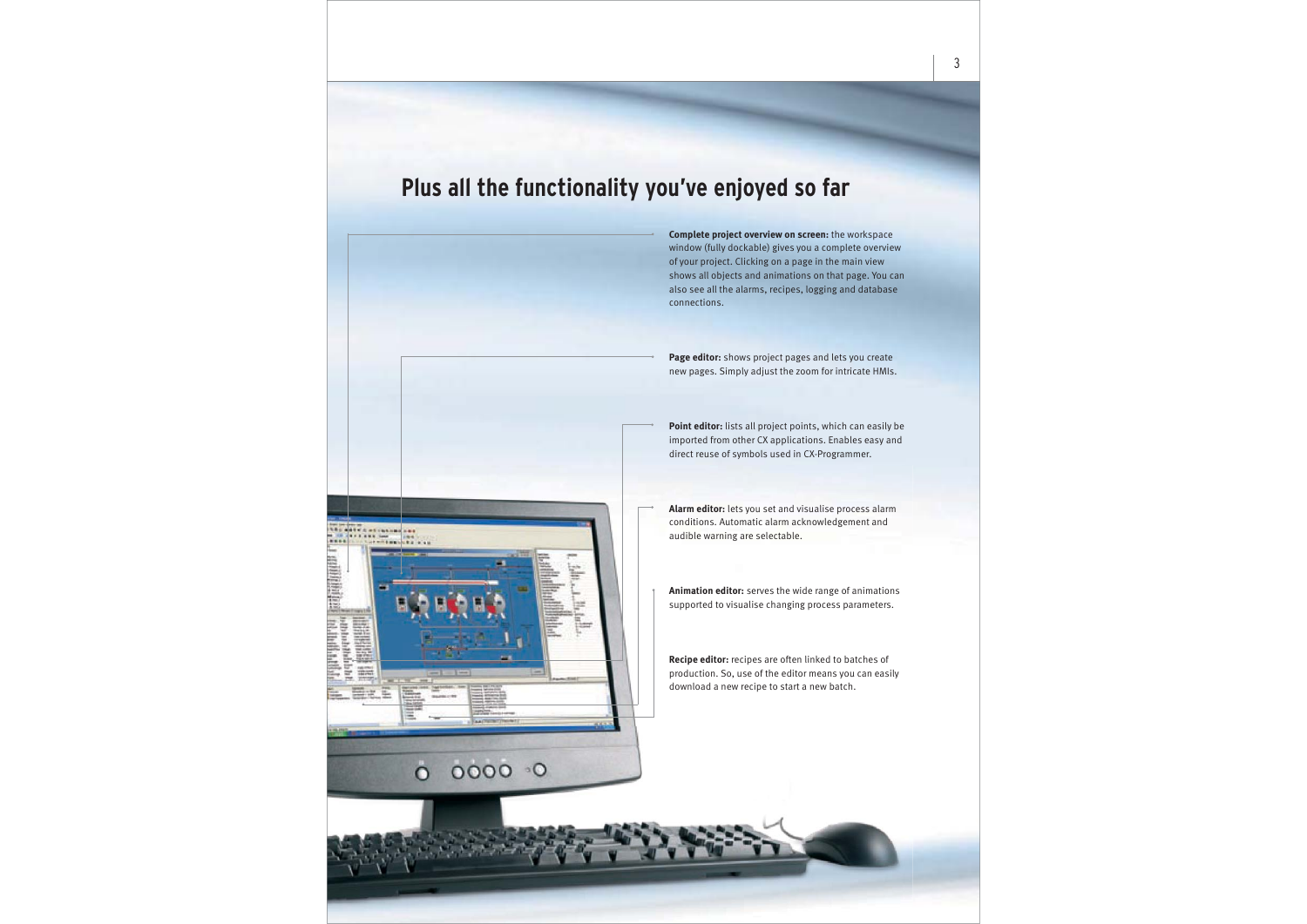# Plus all the functionality you've enjoyed so far

**Complete project overview on screen:** the workspace window (fully dockable) gives you a complete overview of your project. Clicking on a page in the main view shows all objects and animations on that page. You can also see all the alarms, recipes, logging and database connections.

**Page editor:** shows project pages and lets you create new pages. Simply adjust the zoom for intricate HMIs.

**Point editor:** lists all project points, which can easily be imported from other CX applications. Enables easy and direct reuse of symbols used in CX-Programmer.

**Alarm editor:** lets you set and visualise process alarm conditions. Automatic alarm acknowledgement and audible warning are selectable.

**Animation editor:** serves the wide range of animations supported to visualise changing process parameters.

**Recipe editor:** recipes are often linked to batches of production. So, use of the editor means you can easily download a new recipe to start a new batch.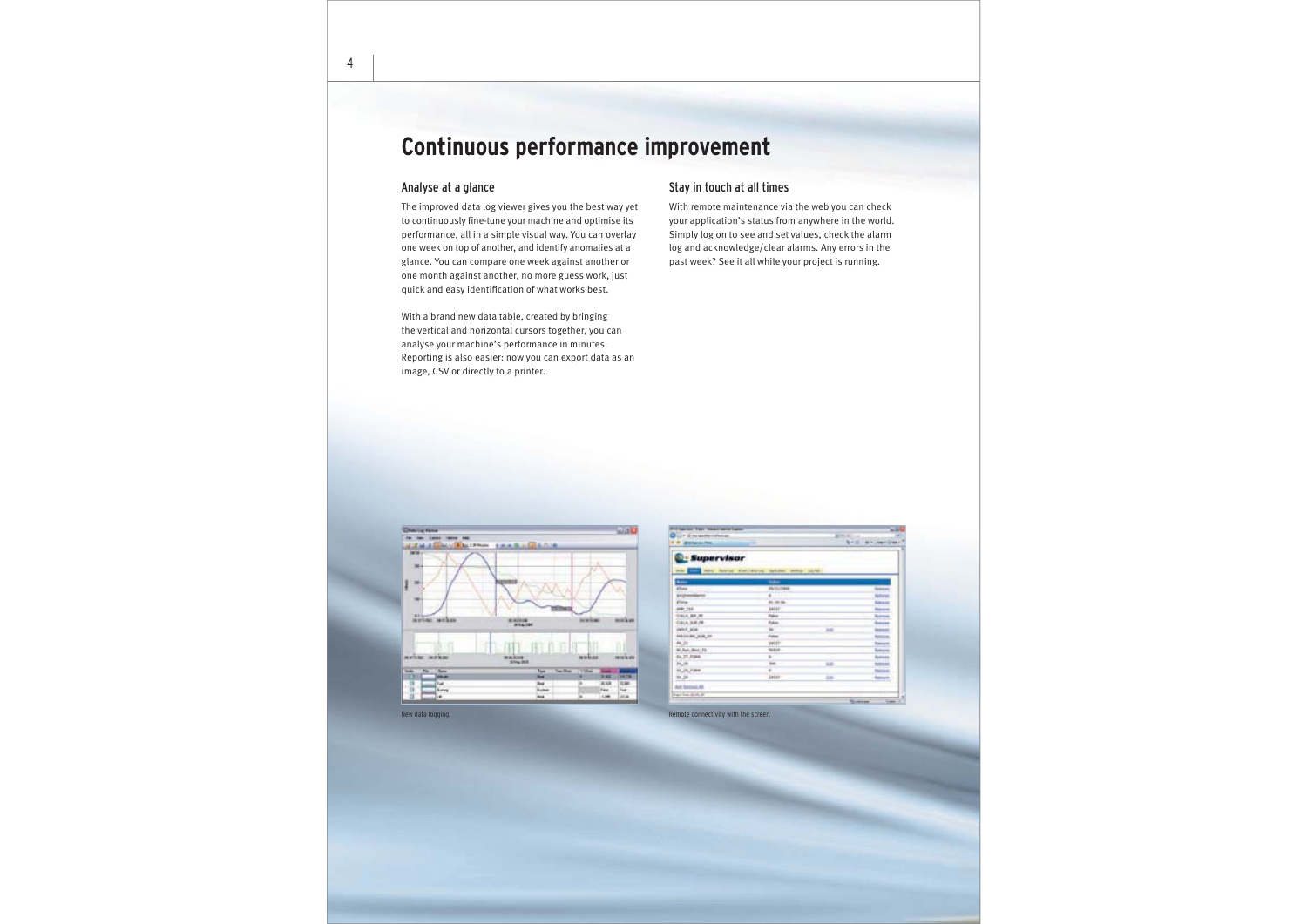# Continuous performance improvement

## Analyse at a glance

The improved data log viewer gives you the best way yet to continuously fine-tune your machine and optimise its performance, all in a simple visual way. You can overlay one week on top of another, and identify anomalies at a glance. You can compare one week against another or one month against another, no more guess work, just quick and easy identification of what works best.

With a brand new data table, created by bringing the vertical and horizontal cursors together, you can analyse your machine's performance in minutes. Reporting is also easier: now you can export data as an image, CSV or directly to a printer.

## Stay in touch at all times

With remote maintenance via the web you can check your application's status from anywhere in the world. Simply log on to see and set values, check the alarm log and acknowledge/clear alarms. Any errors in the past week? See it all while your project is running.

New data logging.

Remote connectivity with the screen.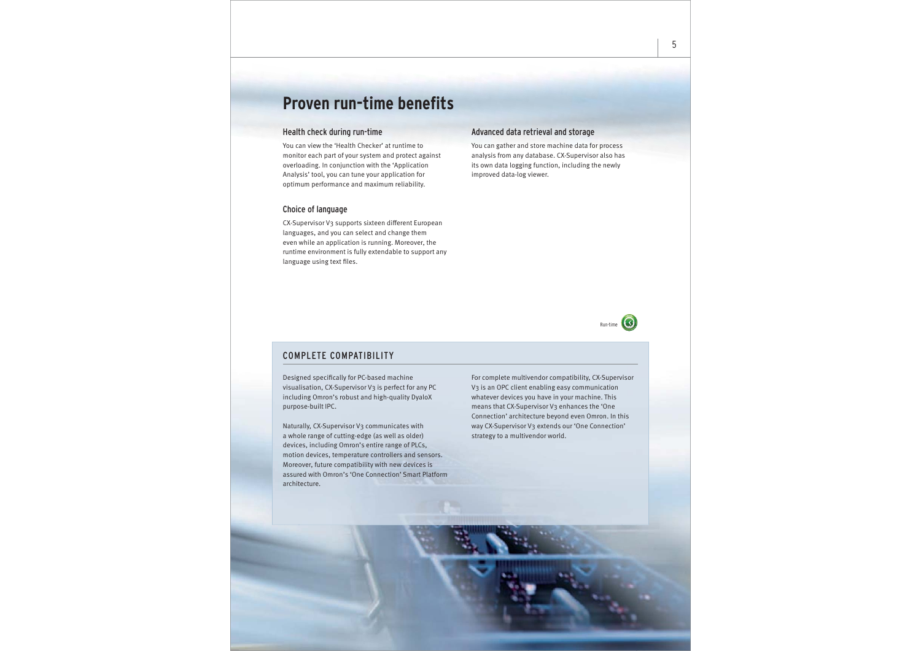# Proven run-time benefits

### Health check during run-time

You can view the 'Health Checker' at runtime to monitor each part of your system and protect against overloading. In conjunction with the 'Application Analysis' tool, you can tune your application for optimum performance and maximum reliability.

### Choice of language

CX-Supervisor V3 supports sixteen different European languages, and you can select and change them even while an application is running. Moreover, the runtime environment is fully extendable to support any language using text files.

### Advanced data retrieval and storage

You can gather and store machine data for process analysis from any database. CX-Supervisor also has its own data logging function, including the newly improved data-log viewer.

Run-time

## COMPLETE COMPATIBILITY

Designed specifically for PC-based machine visualisation, CX-Supervisor V3 is perfect for any PC including Omron's robust and high-quality DyaloX purpose-built IPC.

Naturally, CX-Supervisor V3 communicates with a whole range of cutting-edge (as well as older) devices, including Omron's entire range of PLCs, motion devices, temperature controllers and sensors. Moreover, future compatibility with new devices is assured with Omron's 'One Connection' Smart Platform architecture.

For complete multivendor compatibility, CX-Supervisor V3 is an OPC client enabling easy communication whatever devices you have in your machine. This means that CX-Supervisor V3 enhances the 'One Connection' architecture beyond even Omron. In this way CX-Supervisor V3 extends our 'One Connection' strategy to a multivendor world.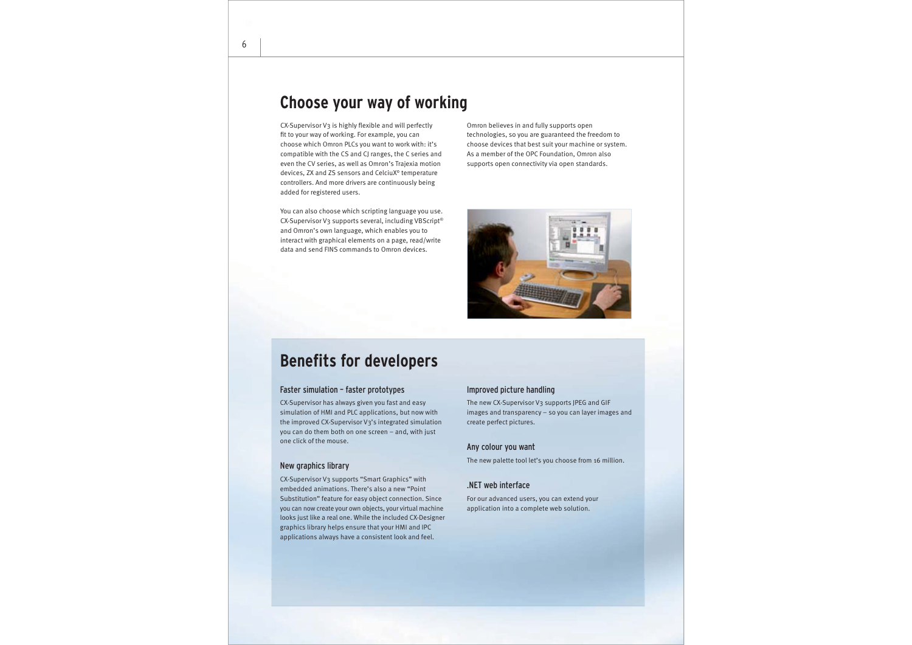## Choose your way of working

CX-Supervisor V3 is highly flexible and will perfectly fit to your way of working. For example, you can choose which Omron PLCs you want to work with: it's compatible with the CS and CJ ranges, the C series and even the CV series, as well as Omron's Trajexia motion devices, ZX and ZS sensors and CelciuX° temperature controllers. And more drivers are continuously being added for registered users.

You can also choose which scripting language you use. CX-Supervisor V3 supports several, including VBScript® and Omron's own language, which enables you to interact with graphical elements on a page, read/write data and send FINS commands to Omron devices.

Omron believes in and fully supports open technologies, so you are guaranteed the freedom to choose devices that best suit your machine or system. As a member of the OPC Foundation, Omron also supports open connectivity via open standards.

## Benefits for developers

### Faster simulation – faster prototypes

CX-Supervisor has always given you fast and easy simulation of HMI and PLC applications, but now with the improved CX-Supervisor V3's integrated simulation you can do them both on one screen – and, with just one click of the mouse.

### New graphics library

CX-Supervisor V3 supports "Smart Graphics" with embedded animations. There's also a new "Point Substitution" feature for easy object connection. Since you can now create your own objects, your virtual machine looks just like a real one. While the included CX-Designer graphics library helps ensure that your HMI and IPC applications always have a consistent look and feel.

### Improved picture handling

The new CX-Supervisor V3 supports JPEG and GIF images and transparency – so you can layer images and create perfect pictures.

### Any colour you want

The new palette tool let's you choose from 16 million.

### .NET web interface

For our advanced users, you can extend your application into a complete web solution.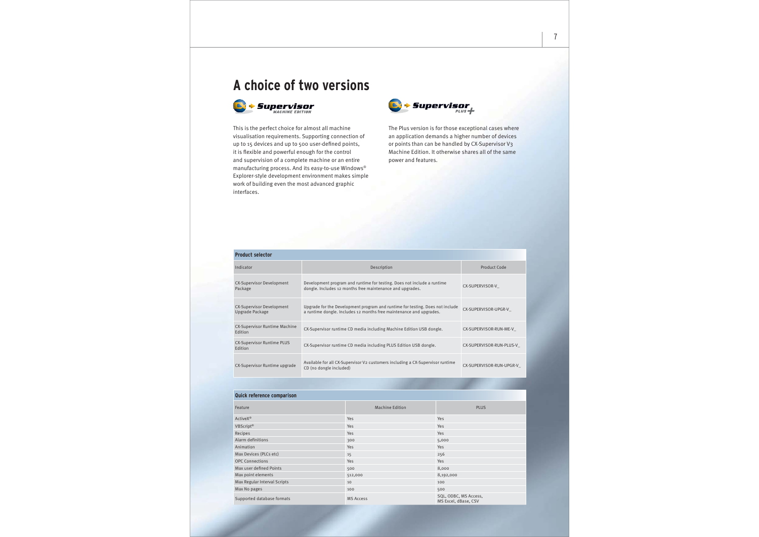# A choice of two versions

CX-Supervisor MACHINE EDITION

This is the perfect choice for almost all machine visualisation requirements. Supporting connection of up to 15 devices and up to 500 user-defined points, it is flexible and powerful enough for the control and supervision of a complete machine or an entire manufacturing process. And its easy-to-use Windows® Explorer-style development environment makes simple work of building even the most advanced graphic interfaces.

CX-Supervisor PLUS

The Plus version is for those exceptional cases where an application demands a higher number of devices or points than can be handled by CX-Supervisor V3 Machine Edition. It otherwise shares all of the same power and features.

**Product selector**

| Indicator | Description | Product Code |
|---|---|---|
| CX-Supervisor Development Package | Development program and runtime for testing. Does not include a runtime dongle. Includes 12 months free maintenance and upgrades. | CX-SUPERVISOR-V_ |
| CX-Supervisor Development Upgrade Package | Upgrade for the Development program and runtime for testing. Does not include a runtime dongle. Includes 12 months free maintenance and upgrades. | CX-SUPERVISOR-UPGR-V_ |
| CX-Supervisor Runtime Machine Edition | CX-Supervisor runtime CD media including Machine Edition USB dongle. | CX-SUPERVISOR-RUN-ME-V_ |
| CX-Supervisor Runtime PLUS Edition | CX-Supervisor runtime CD media including PLUS Edition USB dongle. | CX-SUPERVISOR-RUN-PLUS-V_ |
| CX-Supervisor Runtime upgrade | Available for all CX-Supervisor V2 customers including a CX-Supervisor runtime CD (no dongle included) | CX-SUPERVISOR-RUN-UPGR-V_ |

**Quick reference comparison**

| Feature | Machine Edition | PLUS |
|---|---|---|
| ActiveX® | Yes | Yes |
| VBScript® | Yes | Yes |
| Recipes | Yes | Yes |
| Alarm definitions | 300 | 5,000 |
| Animation | Yes | Yes |
| Max Devices (PLCs etc) | 15 | 256 |
| OPC Connections | Yes | Yes |
| Max user defined Points | 500 | 8,000 |
| Max point elements | 512,000 | 8,192,000 |
| Max Regular Interval Scripts | 10 | 100 |
| Max No pages | 100 | 500 |
| Supported database formats | MS Access | SQL, ODBC, MS Access, MS Excel, dBase, CSV |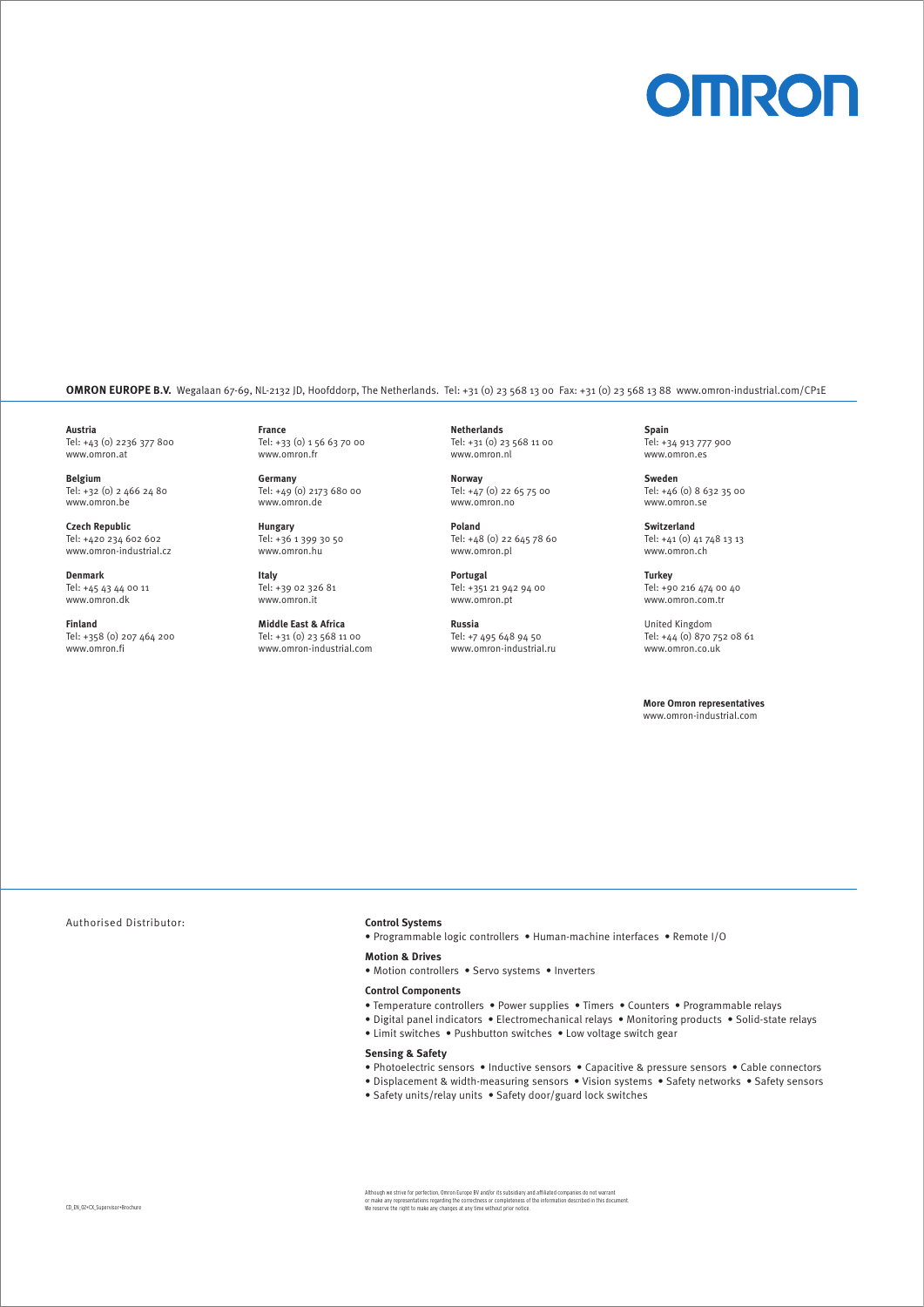# OMRON

**OMRON EUROPE B.V.** Wegalaan 67-69, NL-2132 JD, Hoofddorp, The Netherlands. Tel: +31 (0) 23 568 13 00 Fax: +31 (0) 23 568 13 88 www.omron-industrial.com/CP1E

**Austria**
Tel: +43 (0) 2236 377 800
www.omron.at

**Belgium**
Tel: +32 (0) 2 466 24 80
www.omron.be

**Czech Republic**
Tel: +420 234 602 602
www.omron-industrial.cz

**Denmark**
Tel: +45 43 44 00 11
www.omron.dk

**Finland**
Tel: +358 (0) 207 464 200
www.omron.fi

**France**
Tel: +33 (0) 1 56 63 70 00
www.omron.fr

**Germany**
Tel: +49 (0) 2173 680 00
www.omron.de

**Hungary**
Tel: +36 1 399 30 50
www.omron.hu

**Italy**
Tel: +39 02 326 81
www.omron.it

**Middle East & Africa**
Tel: +31 (0) 23 568 11 00
www.omron-industrial.com

**Netherlands**
Tel: +31 (0) 23 568 11 00
www.omron.nl

**Norway**
Tel: +47 (0) 22 65 75 00
www.omron.no

**Poland**
Tel: +48 (0) 22 645 78 60
www.omron.pl

**Portugal**
Tel: +351 21 942 94 00
www.omron.pt

**Russia**
Tel: +7 495 648 94 50
www.omron-industrial.ru

**Spain**
Tel: +34 913 777 900
www.omron.es

**Sweden**
Tel: +46 (0) 8 632 35 00
www.omron.se

**Switzerland**
Tel: +41 (0) 41 748 13 13
www.omron.ch

**Turkey**
Tel: +90 216 474 00 40
www.omron.com.tr

United Kingdom
Tel: +44 (0) 870 752 08 61
www.omron.co.uk

**More Omron representatives**
www.omron-industrial.com

Authorised Distributor:

**Control Systems**
- Programmable logic controllers • Human-machine interfaces • Remote I/O

**Motion & Drives**
- Motion controllers • Servo systems • Inverters

**Control Components**
- Temperature controllers • Power supplies • Timers • Counters • Programmable relays
- Digital panel indicators • Electromechanical relays • Monitoring products • Solid-state relays
- Limit switches • Pushbutton switches • Low voltage switch gear

**Sensing & Safety**
- Photoelectric sensors • Inductive sensors • Capacitive & pressure sensors • Cable connectors
- Displacement & width-measuring sensors • Vision systems • Safety networks • Safety sensors
- Safety units/relay units • Safety door/guard lock switches

CD_EN_02+CX_Supervisor+Brochure

Although we strive for perfection, Omron Europe BV and/or its subsidiary and affiliated companies do not warrant or make any representations regarding the correctness or completeness of the information described in this document. We reserve the right to make any changes at any time without prior notice.